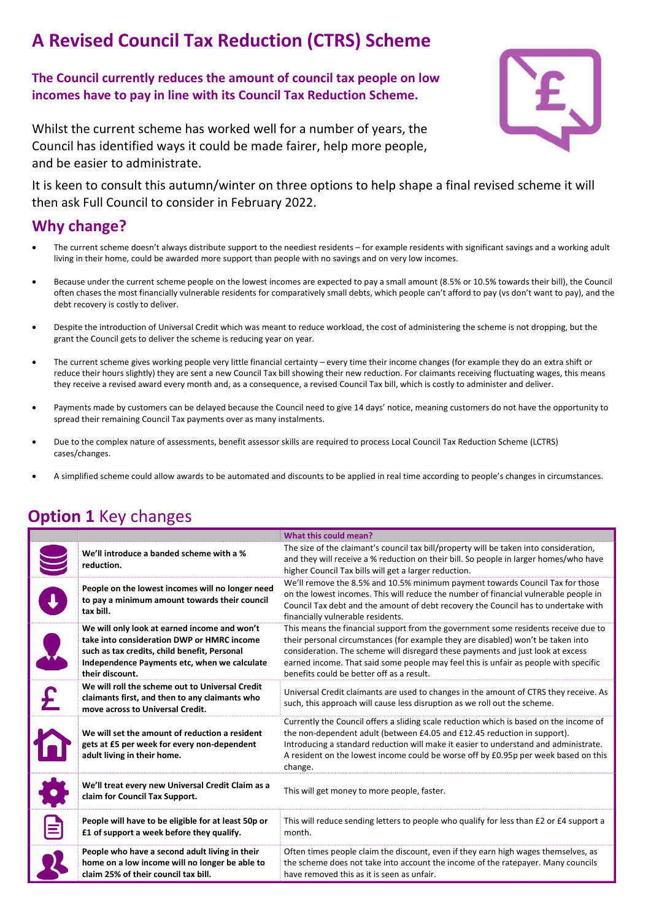# A Revised Council Tax Reduction (CTRS) Scheme

**The Council currently reduces the amount of council tax people on low incomes have to pay in line with its Council Tax Reduction Scheme.**

Whilst the current scheme has worked well for a number of years, the Council has identified ways it could be made fairer, help more people, and be easier to administrate.

It is keen to consult this autumn/winter on three options to help shape a final revised scheme it will then ask Full Council to consider in February 2022.

## Why change?

- The current scheme doesn't always distribute support to the neediest residents – for example residents with significant savings and a working adult living in their home, could be awarded more support than people with no savings and on very low incomes.
- Because under the current scheme people on the lowest incomes are expected to pay a small amount (8.5% or 10.5% towards their bill), the Council often chases the most financially vulnerable residents for comparatively small debts, which people can't afford to pay (vs don't want to pay), and the debt recovery is costly to deliver.
- Despite the introduction of Universal Credit which was meant to reduce workload, the cost of administering the scheme is not dropping, but the grant the Council gets to deliver the scheme is reducing year on year.
- The current scheme gives working people very little financial certainty – every time their income changes (for example they do an extra shift or reduce their hours slightly) they are sent a new Council Tax bill showing their new reduction. For claimants receiving fluctuating wages, this means they receive a revised award every month and, as a consequence, a revised Council Tax bill, which is costly to administer and deliver.
- Payments made by customers can be delayed because the Council need to give 14 days' notice, meaning customers do not have the opportunity to spread their remaining Council Tax payments over as many instalments.
- Due to the complex nature of assessments, benefit assessor skills are required to process Local Council Tax Reduction Scheme (LCTRS) cases/changes.
- A simplified scheme could allow awards to be automated and discounts to be applied in real time according to people's changes in circumstances.

## **Option 1** Key changes

| | | What this could mean? |
|---|---|---|
| | **We'll introduce a banded scheme with a % reduction.** | The size of the claimant's council tax bill/property will be taken into consideration, and they will receive a % reduction on their bill. So people in larger homes/who have higher Council Tax bills will get a larger reduction. |
| | **People on the lowest incomes will no longer need to pay a minimum amount towards their council tax bill.** | We'll remove the 8.5% and 10.5% minimum payment towards Council Tax for those on the lowest incomes. This will reduce the number of financial vulnerable people in Council Tax debt and the amount of debt recovery the Council has to undertake with financially vulnerable residents. |
| | **We will only look at earned income and won't take into consideration DWP or HMRC income such as tax credits, child benefit, Personal Independence Payments etc, when we calculate their discount.** | This means the financial support from the government some residents receive due to their personal circumstances (for example they are disabled) won't be taken into consideration. The scheme will disregard these payments and just look at excess earned income. That said some people may feel this is unfair as people with specific benefits could be better off as a result. |
| | **We will roll the scheme out to Universal Credit claimants first, and then to any claimants who move across to Universal Credit.** | Universal Credit claimants are used to changes in the amount of CTRS they receive. As such, this approach will cause less disruption as we roll out the scheme. |
| | **We will set the amount of reduction a resident gets at £5 per week for every non-dependent adult living in their home.** | Currently the Council offers a sliding scale reduction which is based on the income of the non-dependent adult (between £4.05 and £12.45 reduction in support). Introducing a standard reduction will make it easier to understand and administrate. A resident on the lowest income could be worse off by £0.95p per week based on this change. |
| | **We'll treat every new Universal Credit Claim as a claim for Council Tax Support.** | This will get money to more people, faster. |
| | **People will have to be eligible for at least 50p or £1 of support a week before they qualify.** | This will reduce sending letters to people who qualify for less than £2 or £4 support a month. |
| | **People who have a second adult living in their home on a low income will no longer be able to claim 25% of their council tax bill.** | Often times people claim the discount, even if they earn high wages themselves, as the scheme does not take into account the income of the ratepayer. Many councils have removed this as it is seen as unfair. |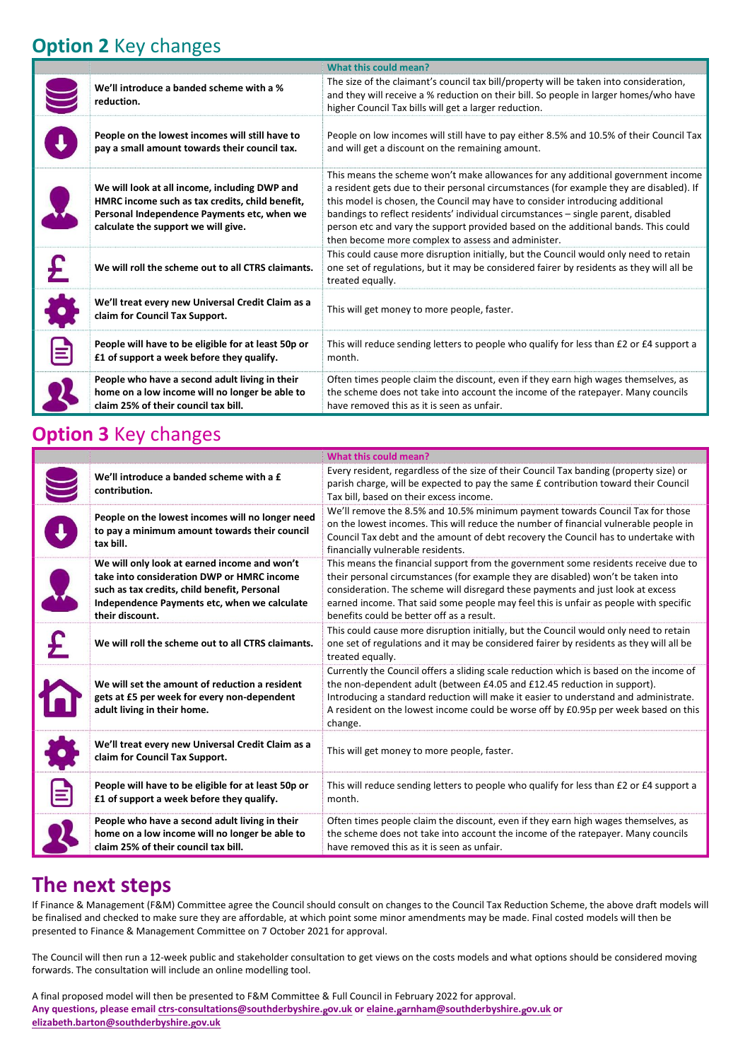## **Option 2** Key changes

| | | What this could mean? |
|---|---|---|
| | **We'll introduce a banded scheme with a % reduction.** | The size of the claimant's council tax bill/property will be taken into consideration, and they will receive a % reduction on their bill. So people in larger homes/who have higher Council Tax bills will get a larger reduction. |
| | **People on the lowest incomes will still have to pay a small amount towards their council tax.** | People on low incomes will still have to pay either 8.5% and 10.5% of their Council Tax and will get a discount on the remaining amount. |
| | **We will look at all income, including DWP and HMRC income such as tax credits, child benefit, Personal Independence Payments etc, when we calculate the support we will give.** | This means the scheme won't make allowances for any additional government income a resident gets due to their personal circumstances (for example they are disabled). If this model is chosen, the Council may have to consider introducing additional bandings to reflect residents' individual circumstances – single parent, disabled person etc and vary the support provided based on the additional bands. This could then become more complex to assess and administer. |
| | **We will roll the scheme out to all CTRS claimants.** | This could cause more disruption initially, but the Council would only need to retain one set of regulations, but it may be considered fairer by residents as they will all be treated equally. |
| | **We'll treat every new Universal Credit Claim as a claim for Council Tax Support.** | This will get money to more people, faster. |
| | **People will have to be eligible for at least 50p or £1 of support a week before they qualify.** | This will reduce sending letters to people who qualify for less than £2 or £4 support a month. |
| | **People who have a second adult living in their home on a low income will no longer be able to claim 25% of their council tax bill.** | Often times people claim the discount, even if they earn high wages themselves, as the scheme does not take into account the income of the ratepayer. Many councils have removed this as it is seen as unfair. |

## **Option 3** Key changes

| | | What this could mean? |
|---|---|---|
| | **We'll introduce a banded scheme with a £ contribution.** | Every resident, regardless of the size of their Council Tax banding (property size) or parish charge, will be expected to pay the same £ contribution toward their Council Tax bill, based on their excess income. |
| | **People on the lowest incomes will no longer need to pay a minimum amount towards their council tax bill.** | We'll remove the 8.5% and 10.5% minimum payment towards Council Tax for those on the lowest incomes. This will reduce the number of financial vulnerable people in Council Tax debt and the amount of debt recovery the Council has to undertake with financially vulnerable residents. |
| | **We will only look at earned income and won't take into consideration DWP or HMRC income such as tax credits, child benefit, Personal Independence Payments etc, when we calculate their discount.** | This means the financial support from the government some residents receive due to their personal circumstances (for example they are disabled) won't be taken into consideration. The scheme will disregard these payments and just look at excess earned income. That said some people may feel this is unfair as people with specific benefits could be better off as a result. |
| | **We will roll the scheme out to all CTRS claimants.** | This could cause more disruption initially, but the Council would only need to retain one set of regulations and it may be considered fairer by residents as they will all be treated equally. |
| | **We will set the amount of reduction a resident gets at £5 per week for every non-dependent adult living in their home.** | Currently the Council offers a sliding scale reduction which is based on the income of the non-dependent adult (between £4.05 and £12.45 reduction in support). Introducing a standard reduction will make it easier to understand and administrate. A resident on the lowest income could be worse off by £0.95p per week based on this change. |
| | **We'll treat every new Universal Credit Claim as a claim for Council Tax Support.** | This will get money to more people, faster. |
| | **People will have to be eligible for at least 50p or £1 of support a week before they qualify.** | This will reduce sending letters to people who qualify for less than £2 or £4 support a month. |
| | **People who have a second adult living in their home on a low income will no longer be able to claim 25% of their council tax bill.** | Often times people claim the discount, even if they earn high wages themselves, as the scheme does not take into account the income of the ratepayer. Many councils have removed this as it is seen as unfair. |

## The next steps

If Finance & Management (F&M) Committee agree the Council should consult on changes to the Council Tax Reduction Scheme, the above draft models will be finalised and checked to make sure they are affordable, at which point some minor amendments may be made. Final costed models will then be presented to Finance & Management Committee on 7 October 2021 for approval.

The Council will then run a 12-week public and stakeholder consultation to get views on the costs models and what options should be considered moving forwards. The consultation will include an online modelling tool.

A final proposed model will then be presented to F&M Committee & Full Council in February 2022 for approval.

**Any questions, please email ctrs-consultations@southderbyshire.gov.uk or elaine.garnham@southderbyshire.gov.uk or elizabeth.barton@southderbyshire.gov.uk**